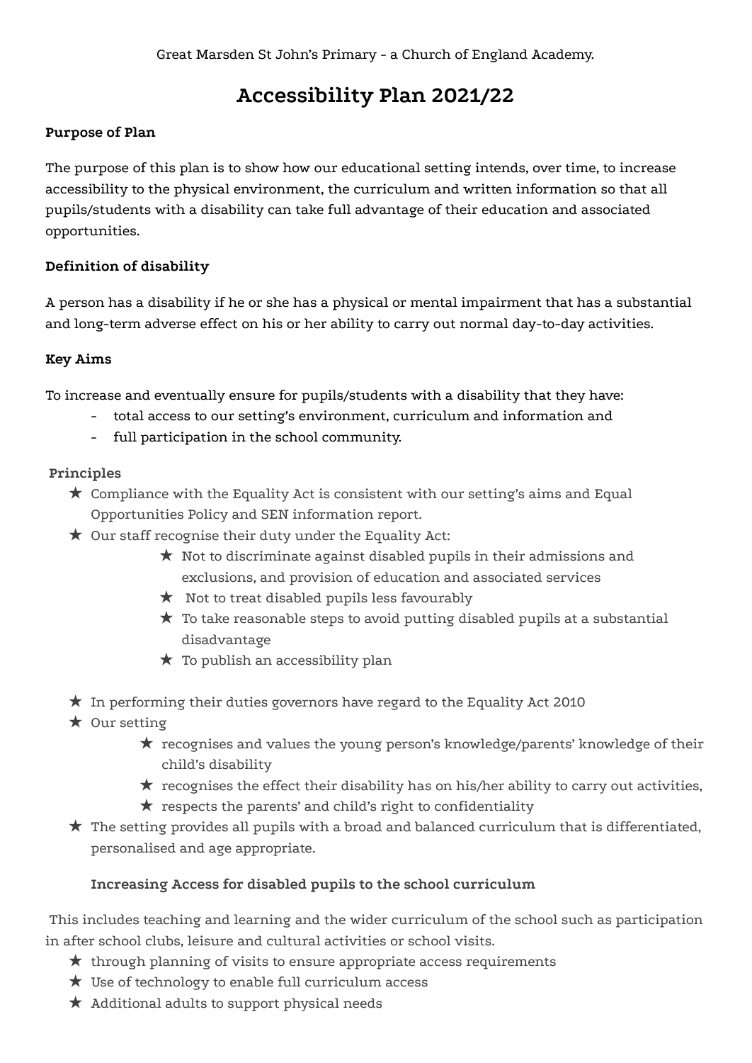Great Marsden St John's Primary - a Church of England Academy.

# Accessibility Plan 2021/22

**Purpose of Plan**

The purpose of this plan is to show how our educational setting intends, over time, to increase accessibility to the physical environment, the curriculum and written information so that all pupils/students with a disability can take full advantage of their education and associated opportunities.

**Definition of disability**

A person has a disability if he or she has a physical or mental impairment that has a substantial and long-term adverse effect on his or her ability to carry out normal day-to-day activities.

**Key Aims**

To increase and eventually ensure for pupils/students with a disability that they have:

- total access to our setting's environment, curriculum and information and
- full participation in the school community.

**Principles**

- ★ Compliance with the Equality Act is consistent with our setting's aims and Equal Opportunities Policy and SEN information report.
- ★ Our staff recognise their duty under the Equality Act:
  - ★ Not to discriminate against disabled pupils in their admissions and exclusions, and provision of education and associated services
  - ★ Not to treat disabled pupils less favourably
  - ★ To take reasonable steps to avoid putting disabled pupils at a substantial disadvantage
  - ★ To publish an accessibility plan
- ★ In performing their duties governors have regard to the Equality Act 2010
- ★ Our setting
  - ★ recognises and values the young person's knowledge/parents' knowledge of their child's disability
  - ★ recognises the effect their disability has on his/her ability to carry out activities,
  - ★ respects the parents' and child's right to confidentiality
- ★ The setting provides all pupils with a broad and balanced curriculum that is differentiated, personalised and age appropriate.

**Increasing Access for disabled pupils to the school curriculum**

This includes teaching and learning and the wider curriculum of the school such as participation in after school clubs, leisure and cultural activities or school visits.

- ★ through planning of visits to ensure appropriate access requirements
- ★ Use of technology to enable full curriculum access
- ★ Additional adults to support physical needs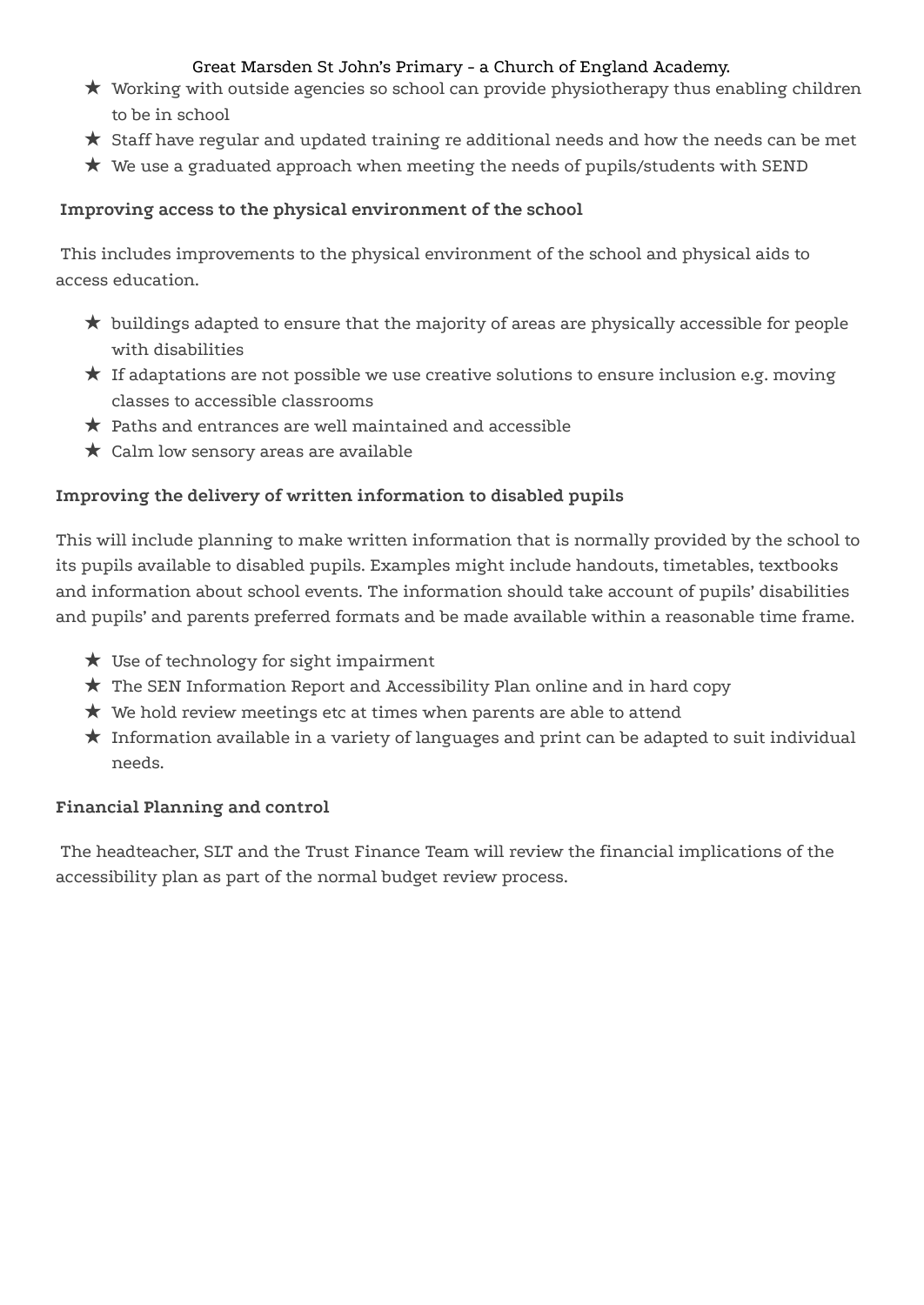- Working with outside agencies so school can provide physiotherapy thus enabling children to be in school
- Staff have regular and updated training re additional needs and how the needs can be met
- We use a graduated approach when meeting the needs of pupils/students with SEND

**Improving access to the physical environment of the school**

This includes improvements to the physical environment of the school and physical aids to access education.

- buildings adapted to ensure that the majority of areas are physically accessible for people with disabilities
- If adaptations are not possible we use creative solutions to ensure inclusion e.g. moving classes to accessible classrooms
- Paths and entrances are well maintained and accessible
- Calm low sensory areas are available

**Improving the delivery of written information to disabled pupils**

This will include planning to make written information that is normally provided by the school to its pupils available to disabled pupils. Examples might include handouts, timetables, textbooks and information about school events. The information should take account of pupils' disabilities and pupils' and parents preferred formats and be made available within a reasonable time frame.

- Use of technology for sight impairment
- The SEN Information Report and Accessibility Plan online and in hard copy
- We hold review meetings etc at times when parents are able to attend
- Information available in a variety of languages and print can be adapted to suit individual needs.

**Financial Planning and control**

The headteacher, SLT and the Trust Finance Team will review the financial implications of the accessibility plan as part of the normal budget review process.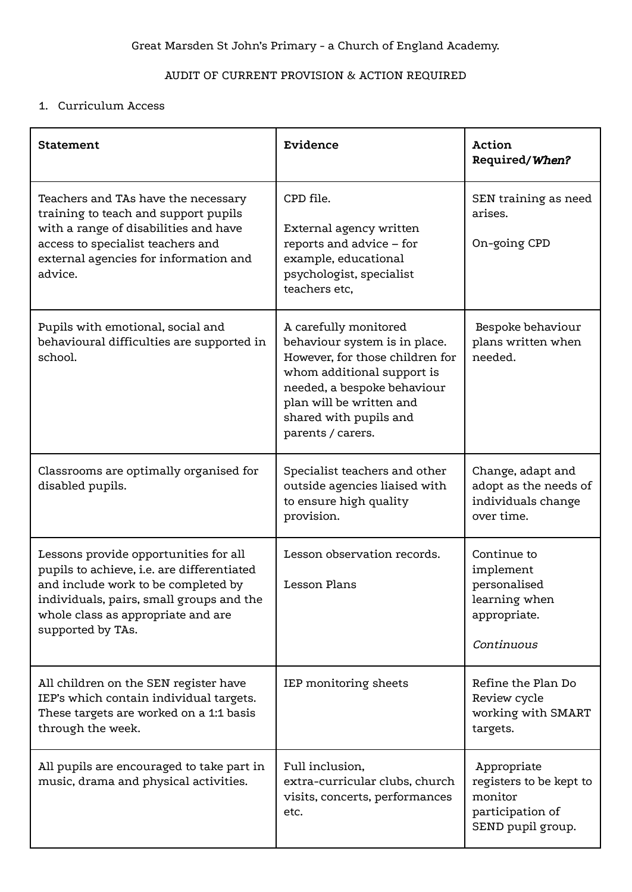Great Marsden St John's Primary - a Church of England Academy.

AUDIT OF CURRENT PROVISION & ACTION REQUIRED

1. Curriculum Access

| **Statement** | **Evidence** | **Action Required/*When?*** |
|---|---|---|
| Teachers and TAs have the necessary training to teach and support pupils with a range of disabilities and have access to specialist teachers and external agencies for information and advice. | CPD file.<br><br>External agency written reports and advice – for example, educational psychologist, specialist teachers etc, | SEN training as need arises.<br><br>On-going CPD |
| Pupils with emotional, social and behavioural difficulties are supported in school. | A carefully monitored behaviour system is in place. However, for those children for whom additional support is needed, a bespoke behaviour plan will be written and shared with pupils and parents / carers. | Bespoke behaviour plans written when needed. |
| Classrooms are optimally organised for disabled pupils. | Specialist teachers and other outside agencies liaised with to ensure high quality provision. | Change, adapt and adopt as the needs of individuals change over time. |
| Lessons provide opportunities for all pupils to achieve, i.e. are differentiated and include work to be completed by individuals, pairs, small groups and the whole class as appropriate and are supported by TAs. | Lesson observation records.<br><br>Lesson Plans | Continue to implement personalised learning when appropriate.<br><br>*Continuous* |
| All children on the SEN register have IEP's which contain individual targets. These targets are worked on a 1:1 basis through the week. | IEP monitoring sheets | Refine the Plan Do Review cycle working with SMART targets. |
| All pupils are encouraged to take part in music, drama and physical activities. | Full inclusion, extra-curricular clubs, church visits, concerts, performances etc. | Appropriate registers to be kept to monitor participation of SEND pupil group. |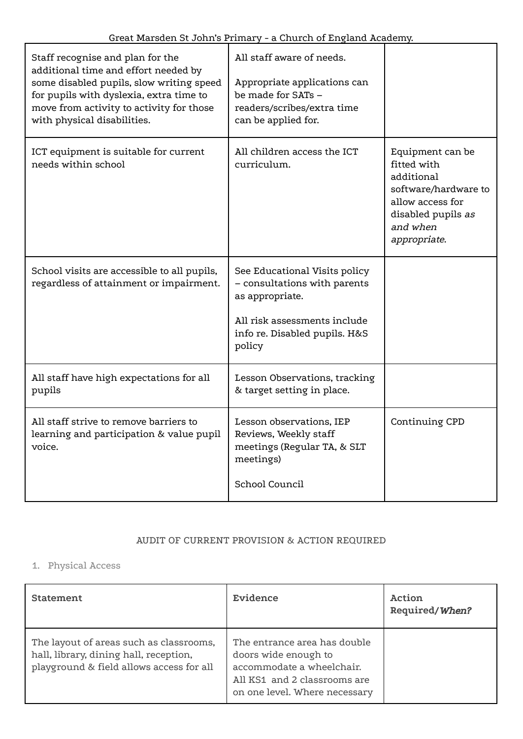| | | |
|---|---|---|
| Staff recognise and plan for the additional time and effort needed by some disabled pupils, slow writing speed for pupils with dyslexia, extra time to move from activity to activity for those with physical disabilities. | All staff aware of needs.<br><br>Appropriate applications can be made for SATs – readers/scribes/extra time can be applied for. | |
| ICT equipment is suitable for current needs within school | All children access the ICT curriculum. | Equipment can be fitted with additional software/hardware to allow access for disabled pupils *as and when appropriate*. |
| School visits are accessible to all pupils, regardless of attainment or impairment. | See Educational Visits policy – consultations with parents as appropriate.<br><br>All risk assessments include info re. Disabled pupils. H&S policy | |
| All staff have high expectations for all pupils | Lesson Observations, tracking & target setting in place. | |
| All staff strive to remove barriers to learning and participation & value pupil voice. | Lesson observations, IEP Reviews, Weekly staff meetings (Regular TA, & SLT meetings)<br><br>School Council | Continuing CPD |

AUDIT OF CURRENT PROVISION & ACTION REQUIRED

1. Physical Access

| Statement | Evidence | Action Required/*When?* |
|---|---|---|
| The layout of areas such as classrooms, hall, library, dining hall, reception, playground & field allows access for all | The entrance area has double doors wide enough to accommodate a wheelchair. All KS1 and 2 classrooms are on one level. Where necessary | |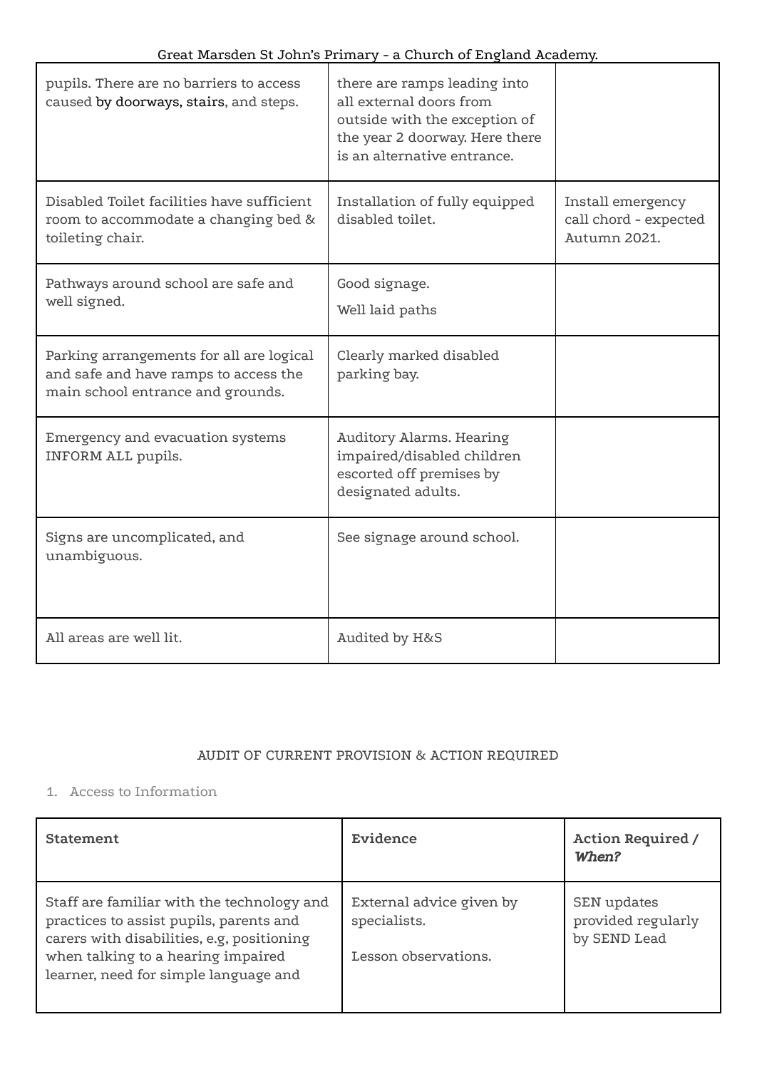| | | |
|---|---|---|
| pupils. There are no barriers to access caused by doorways, stairs, and steps. | there are ramps leading into all external doors from outside with the exception of the year 2 doorway. Here there is an alternative entrance. | |
| Disabled Toilet facilities have sufficient room to accommodate a changing bed & toileting chair. | Installation of fully equipped disabled toilet. | Install emergency call chord - expected Autumn 2021. |
| Pathways around school are safe and well signed. | Good signage.<br><br>Well laid paths | |
| Parking arrangements for all are logical and safe and have ramps to access the main school entrance and grounds. | Clearly marked disabled parking bay. | |
| Emergency and evacuation systems INFORM ALL pupils. | Auditory Alarms. Hearing impaired/disabled children escorted off premises by designated adults. | |
| Signs are uncomplicated, and unambiguous. | See signage around school. | |
| All areas are well lit. | Audited by H&S | |

AUDIT OF CURRENT PROVISION & ACTION REQUIRED

1. Access to Information

| **Statement** | **Evidence** | **Action Required / *When?*** |
|---|---|---|
| Staff are familiar with the technology and practices to assist pupils, parents and carers with disabilities, e.g, positioning when talking to a hearing impaired learner, need for simple language and | External advice given by specialists.<br><br>Lesson observations. | SEN updates provided regularly by SEND Lead |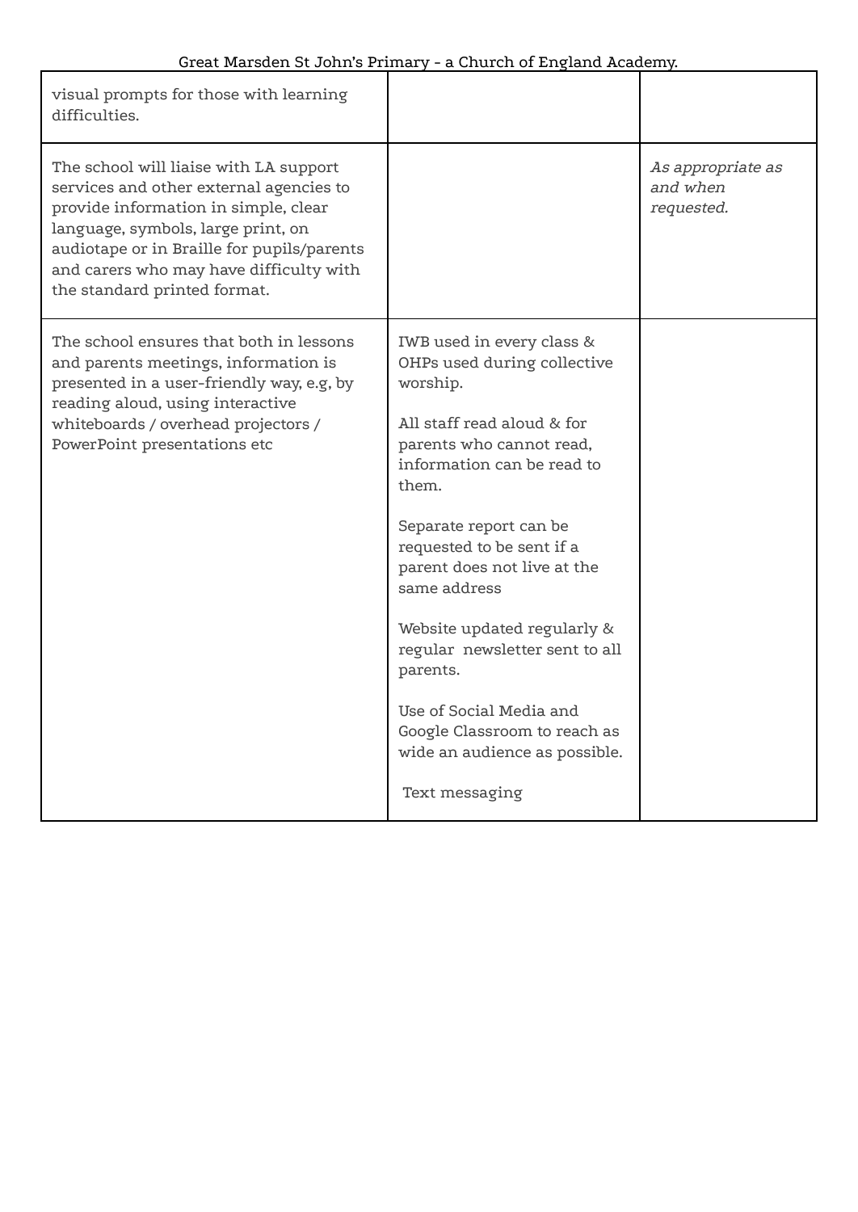| | | |
|---|---|---|
| visual prompts for those with learning difficulties. | | |
| The school will liaise with LA support services and other external agencies to provide information in simple, clear language, symbols, large print, on audiotape or in Braille for pupils/parents and carers who may have difficulty with the standard printed format. | | *As appropriate as and when requested.* |
| The school ensures that both in lessons and parents meetings, information is presented in a user-friendly way, e.g, by reading aloud, using interactive whiteboards / overhead projectors / PowerPoint presentations etc | IWB used in every class & OHPs used during collective worship.<br><br>All staff read aloud & for parents who cannot read, information can be read to them.<br><br>Separate report can be requested to be sent if a parent does not live at the same address<br><br>Website updated regularly & regular newsletter sent to all parents.<br><br>Use of Social Media and Google Classroom to reach as wide an audience as possible.<br><br>Text messaging | |